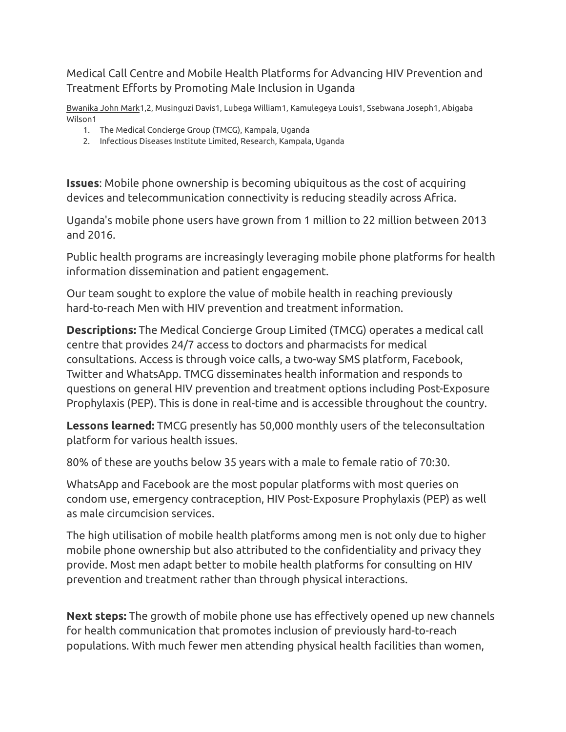# Medical Call Centre and Mobile Health Platforms for Advancing HIV Prevention and Treatment Efforts by Promoting Male Inclusion in Uganda

Bwanika John Mark[1,2], Musinguzi Davis[1], Lubega William[1], Kamulegeya Louis[1], Ssebwana Joseph[1], Abigaba Wilson[1]

1. The Medical Concierge Group (TMCG), Kampala, Uganda
2. Infectious Diseases Institute Limited, Research, Kampala, Uganda

**Issues**: Mobile phone ownership is becoming ubiquitous as the cost of acquiring devices and telecommunication connectivity is reducing steadily across Africa.

Uganda's mobile phone users have grown from 1 million to 22 million between 2013 and 2016.

Public health programs are increasingly leveraging mobile phone platforms for health information dissemination and patient engagement.

Our team sought to explore the value of mobile health in reaching previously hard-to-reach Men with HIV prevention and treatment information.

**Descriptions:** The Medical Concierge Group Limited (TMCG) operates a medical call centre that provides 24/7 access to doctors and pharmacists for medical consultations. Access is through voice calls, a two-way SMS platform, Facebook, Twitter and WhatsApp. TMCG disseminates health information and responds to questions on general HIV prevention and treatment options including Post-Exposure Prophylaxis (PEP). This is done in real-time and is accessible throughout the country.

**Lessons learned:** TMCG presently has 50,000 monthly users of the teleconsultation platform for various health issues.

80% of these are youths below 35 years with a male to female ratio of 70:30.

WhatsApp and Facebook are the most popular platforms with most queries on condom use, emergency contraception, HIV Post-Exposure Prophylaxis (PEP) as well as male circumcision services.

The high utilisation of mobile health platforms among men is not only due to higher mobile phone ownership but also attributed to the confidentiality and privacy they provide. Most men adapt better to mobile health platforms for consulting on HIV prevention and treatment rather than through physical interactions.

**Next steps:** The growth of mobile phone use has effectively opened up new channels for health communication that promotes inclusion of previously hard-to-reach populations. With much fewer men attending physical health facilities than women,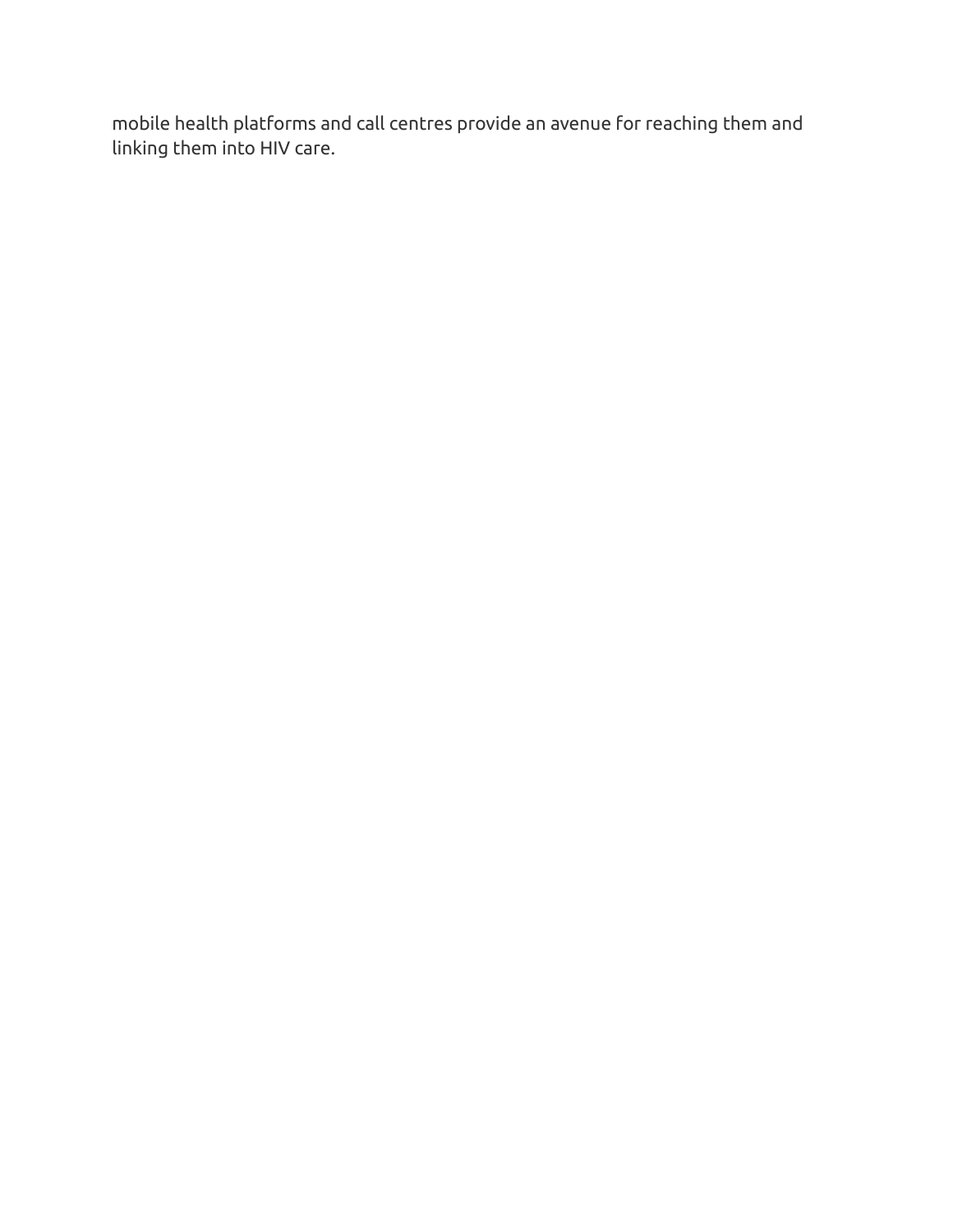mobile health platforms and call centres provide an avenue for reaching them and linking them into HIV care.